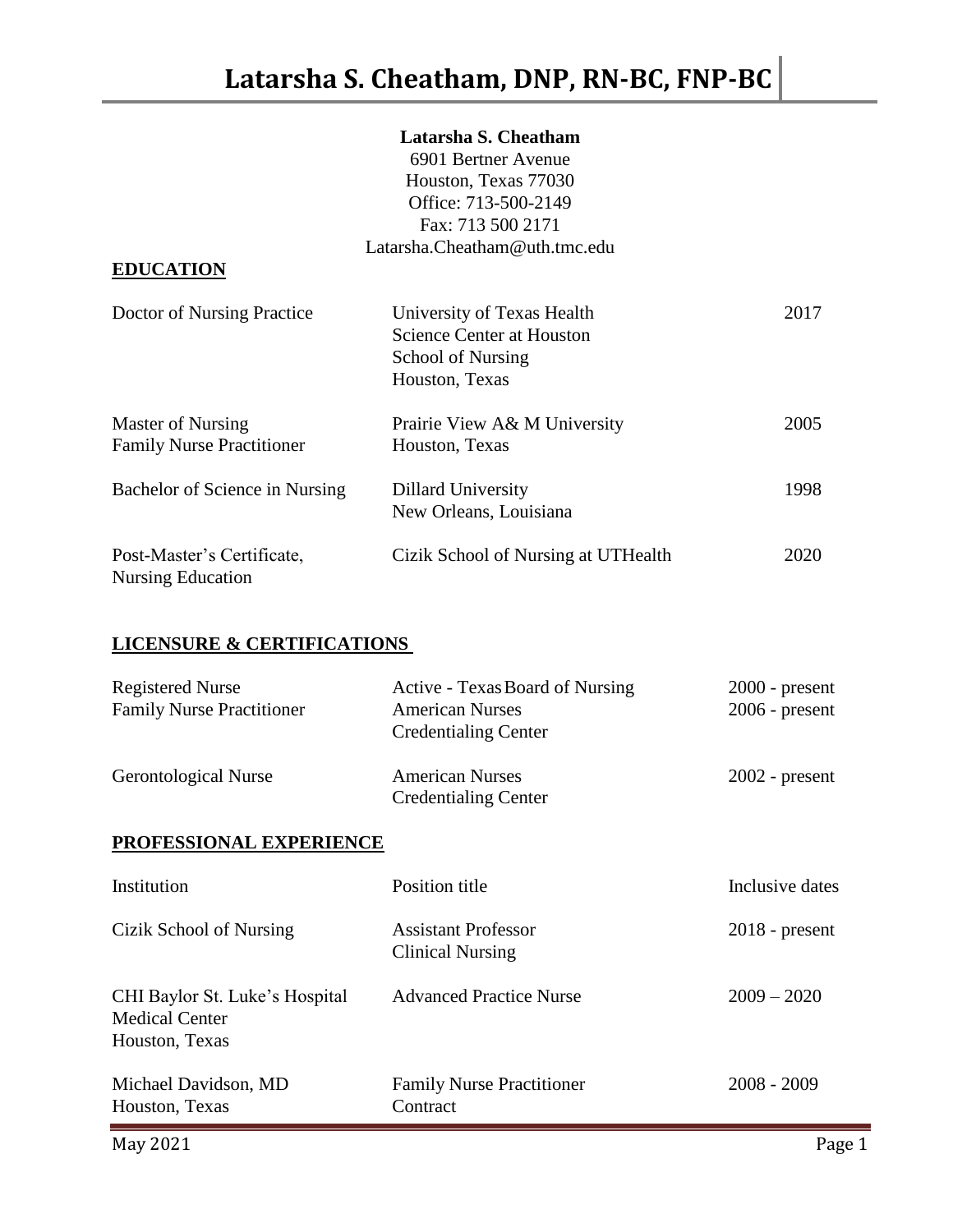# Latarsha S. Cheatham, DNP, RN-BC, FNP-BC

**Latarsha S. Cheatham**
6901 Bertner Avenue
Houston, Texas 77030
Office: 713-500-2149
Fax: 713 500 2171
Latarsha.Cheatham@uth.tmc.edu

## EDUCATION

| | | |
|---|---|---|
| Doctor of Nursing Practice | University of Texas Health Science Center at Houston School of Nursing Houston, Texas | 2017 |
| Master of Nursing Family Nurse Practitioner | Prairie View A& M University Houston, Texas | 2005 |
| Bachelor of Science in Nursing | Dillard University New Orleans, Louisiana | 1998 |
| Post-Master's Certificate, Nursing Education | Cizik School of Nursing at UTHealth | 2020 |

## LICENSURE & CERTIFICATIONS

| | | |
|---|---|---|
| Registered Nurse | Active - Texas Board of Nursing | 2000 - present |
| Family Nurse Practitioner | American Nurses Credentialing Center | 2006 - present |
| Gerontological Nurse | American Nurses Credentialing Center | 2002 - present |

## PROFESSIONAL EXPERIENCE

| Institution | Position title | Inclusive dates |
|---|---|---|
| Cizik School of Nursing | Assistant Professor Clinical Nursing | 2018 - present |
| CHI Baylor St. Luke's Hospital Medical Center Houston, Texas | Advanced Practice Nurse | 2009 – 2020 |
| Michael Davidson, MD Houston, Texas | Family Nurse Practitioner Contract | 2008 - 2009 |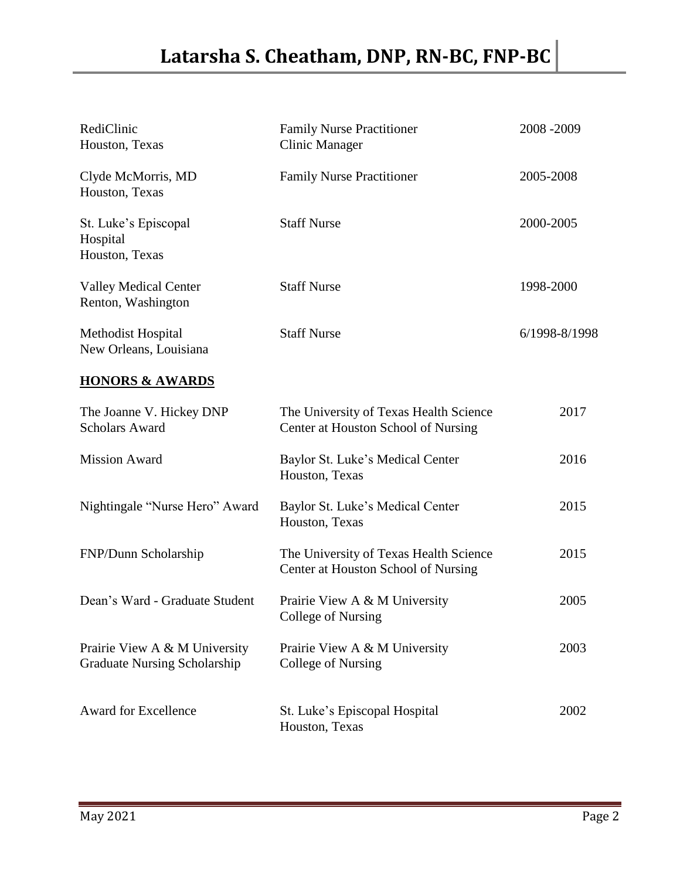| | | |
|---|---|---|
| RediClinic<br>Houston, Texas | Family Nurse Practitioner<br>Clinic Manager | 2008 -2009 |
| Clyde McMorris, MD<br>Houston, Texas | Family Nurse Practitioner | 2005-2008 |
| St. Luke's Episcopal Hospital<br>Houston, Texas | Staff Nurse | 2000-2005 |
| Valley Medical Center<br>Renton, Washington | Staff Nurse | 1998-2000 |
| Methodist Hospital<br>New Orleans, Louisiana | Staff Nurse | 6/1998-8/1998 |

## HONORS & AWARDS

| | | |
|---|---|---|
| The Joanne V. Hickey DNP Scholars Award | The University of Texas Health Science Center at Houston School of Nursing | 2017 |
| Mission Award | Baylor St. Luke's Medical Center<br>Houston, Texas | 2016 |
| Nightingale "Nurse Hero" Award | Baylor St. Luke's Medical Center<br>Houston, Texas | 2015 |
| FNP/Dunn Scholarship | The University of Texas Health Science Center at Houston School of Nursing | 2015 |
| Dean's Ward - Graduate Student | Prairie View A & M University<br>College of Nursing | 2005 |
| Prairie View A & M University Graduate Nursing Scholarship | Prairie View A & M University<br>College of Nursing | 2003 |
| Award for Excellence | St. Luke's Episcopal Hospital<br>Houston, Texas | 2002 |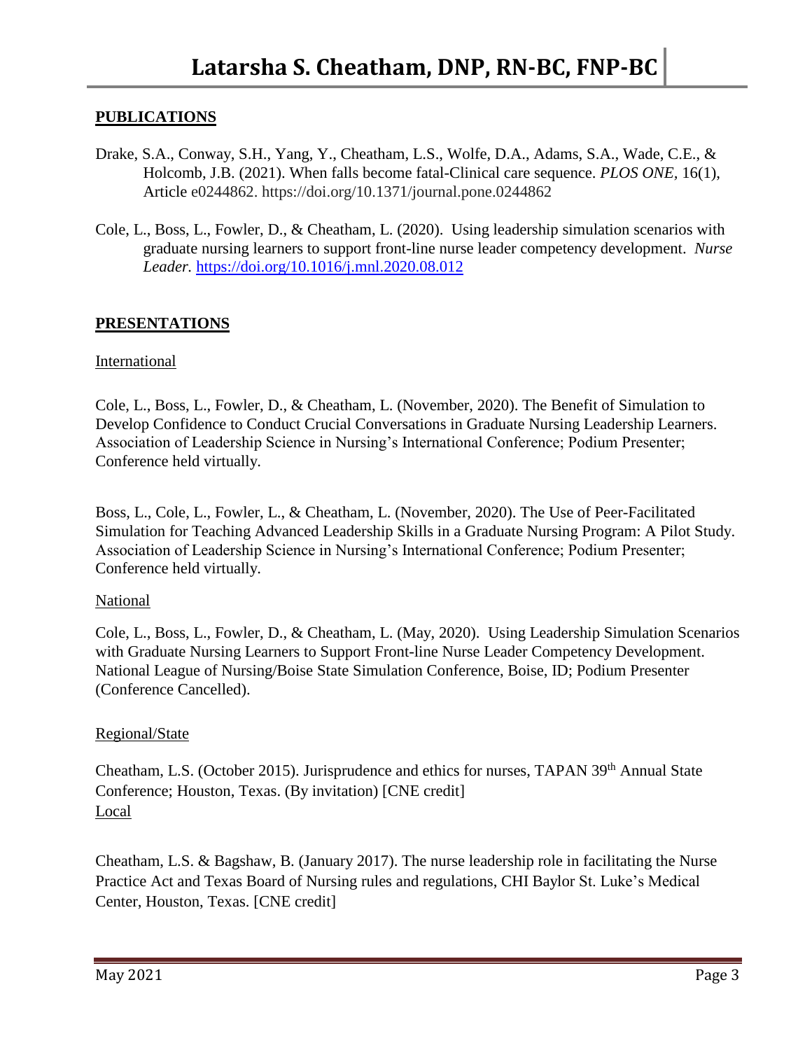## PUBLICATIONS

Drake, S.A., Conway, S.H., Yang, Y., Cheatham, L.S., Wolfe, D.A., Adams, S.A., Wade, C.E., & Holcomb, J.B. (2021). When falls become fatal-Clinical care sequence. *PLOS ONE*, 16(1), Article e0244862. https://doi.org/10.1371/journal.pone.0244862

Cole, L., Boss, L., Fowler, D., & Cheatham, L. (2020). Using leadership simulation scenarios with graduate nursing learners to support front-line nurse leader competency development. *Nurse Leader.* https://doi.org/10.1016/j.mnl.2020.08.012

## PRESENTATIONS

International

Cole, L., Boss, L., Fowler, D., & Cheatham, L. (November, 2020). The Benefit of Simulation to Develop Confidence to Conduct Crucial Conversations in Graduate Nursing Leadership Learners. Association of Leadership Science in Nursing's International Conference; Podium Presenter; Conference held virtually.

Boss, L., Cole, L., Fowler, L., & Cheatham, L. (November, 2020). The Use of Peer-Facilitated Simulation for Teaching Advanced Leadership Skills in a Graduate Nursing Program: A Pilot Study. Association of Leadership Science in Nursing's International Conference; Podium Presenter; Conference held virtually.

National

Cole, L., Boss, L., Fowler, D., & Cheatham, L. (May, 2020). Using Leadership Simulation Scenarios with Graduate Nursing Learners to Support Front-line Nurse Leader Competency Development. National League of Nursing/Boise State Simulation Conference, Boise, ID; Podium Presenter (Conference Cancelled).

Regional/State

Cheatham, L.S. (October 2015). Jurisprudence and ethics for nurses, TAPAN 39th Annual State Conference; Houston, Texas. (By invitation) [CNE credit]

Local

Cheatham, L.S. & Bagshaw, B. (January 2017). The nurse leadership role in facilitating the Nurse Practice Act and Texas Board of Nursing rules and regulations, CHI Baylor St. Luke's Medical Center, Houston, Texas. [CNE credit]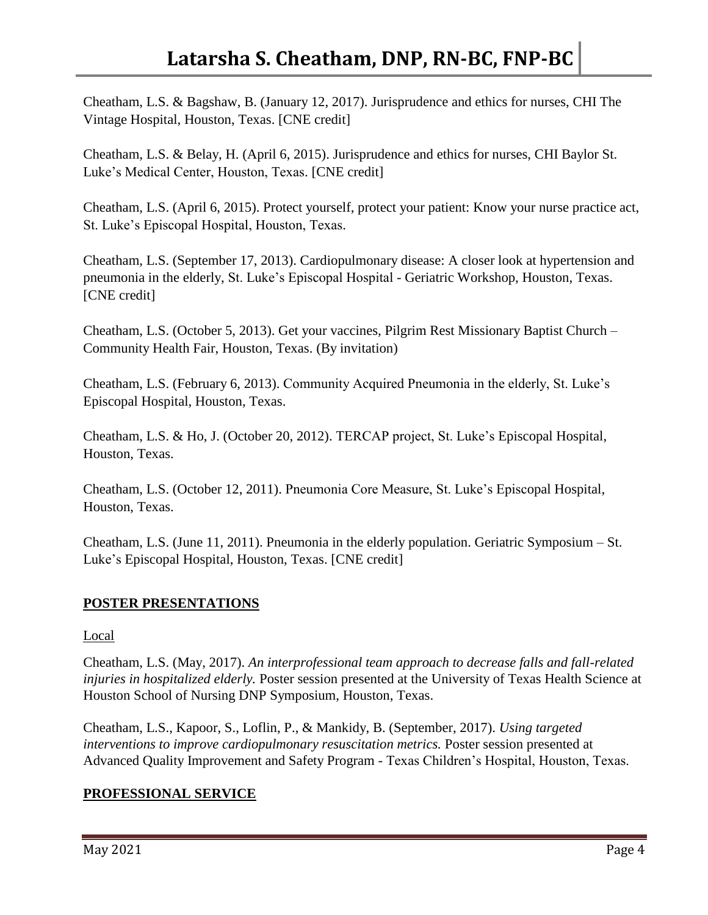Cheatham, L.S. & Bagshaw, B. (January 12, 2017). Jurisprudence and ethics for nurses, CHI The Vintage Hospital, Houston, Texas. [CNE credit]

Cheatham, L.S. & Belay, H. (April 6, 2015). Jurisprudence and ethics for nurses, CHI Baylor St. Luke's Medical Center, Houston, Texas. [CNE credit]

Cheatham, L.S. (April 6, 2015). Protect yourself, protect your patient: Know your nurse practice act, St. Luke's Episcopal Hospital, Houston, Texas.

Cheatham, L.S. (September 17, 2013). Cardiopulmonary disease: A closer look at hypertension and pneumonia in the elderly, St. Luke's Episcopal Hospital - Geriatric Workshop, Houston, Texas. [CNE credit]

Cheatham, L.S. (October 5, 2013). Get your vaccines, Pilgrim Rest Missionary Baptist Church – Community Health Fair, Houston, Texas. (By invitation)

Cheatham, L.S. (February 6, 2013). Community Acquired Pneumonia in the elderly, St. Luke's Episcopal Hospital, Houston, Texas.

Cheatham, L.S. & Ho, J. (October 20, 2012). TERCAP project, St. Luke's Episcopal Hospital, Houston, Texas.

Cheatham, L.S. (October 12, 2011). Pneumonia Core Measure, St. Luke's Episcopal Hospital, Houston, Texas.

Cheatham, L.S. (June 11, 2011). Pneumonia in the elderly population. Geriatric Symposium – St. Luke's Episcopal Hospital, Houston, Texas. [CNE credit]

## POSTER PRESENTATIONS

Local

Cheatham, L.S. (May, 2017). *An interprofessional team approach to decrease falls and fall-related injuries in hospitalized elderly.* Poster session presented at the University of Texas Health Science at Houston School of Nursing DNP Symposium, Houston, Texas.

Cheatham, L.S., Kapoor, S., Loflin, P., & Mankidy, B. (September, 2017). *Using targeted interventions to improve cardiopulmonary resuscitation metrics.* Poster session presented at Advanced Quality Improvement and Safety Program - Texas Children's Hospital, Houston, Texas.

## PROFESSIONAL SERVICE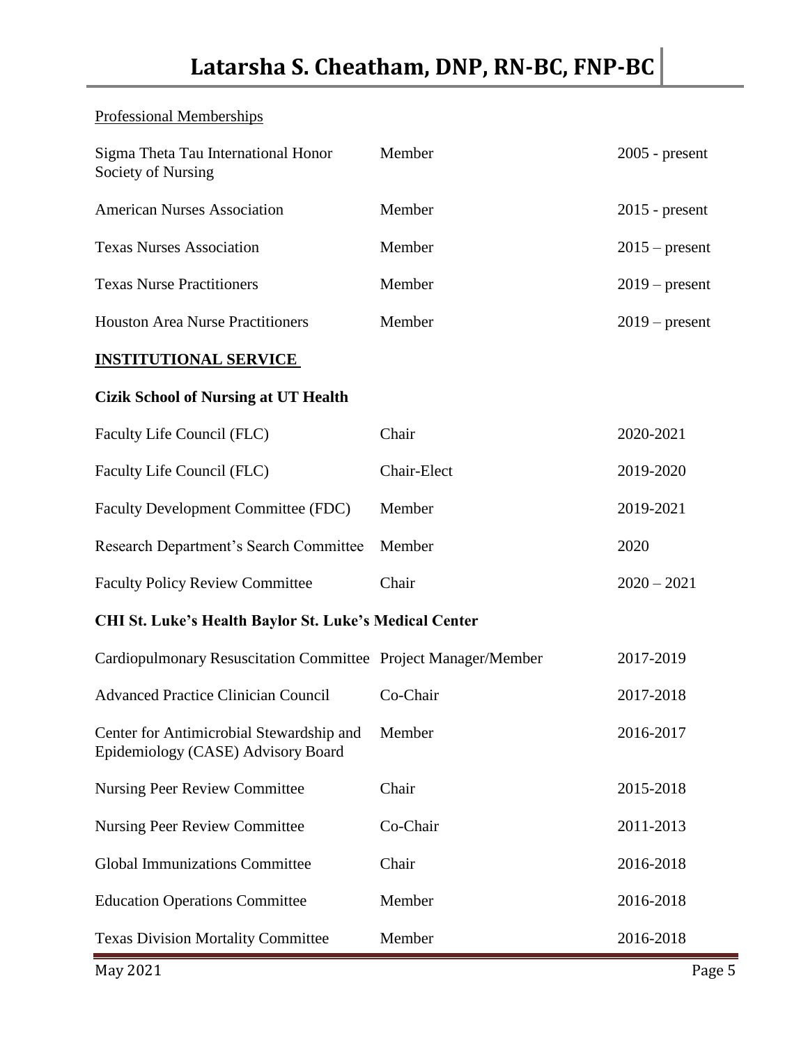Professional Memberships

| | | |
|---|---|---|
| Sigma Theta Tau International Honor Society of Nursing | Member | 2005 - present |
| American Nurses Association | Member | 2015 - present |
| Texas Nurses Association | Member | 2015 – present |
| Texas Nurse Practitioners | Member | 2019 – present |
| Houston Area Nurse Practitioners | Member | 2019 – present |

## INSTITUTIONAL SERVICE

### Cizik School of Nursing at UT Health

| | | |
|---|---|---|
| Faculty Life Council (FLC) | Chair | 2020-2021 |
| Faculty Life Council (FLC) | Chair-Elect | 2019-2020 |
| Faculty Development Committee (FDC) | Member | 2019-2021 |
| Research Department's Search Committee | Member | 2020 |
| Faculty Policy Review Committee | Chair | 2020 – 2021 |

### CHI St. Luke's Health Baylor St. Luke's Medical Center

| | | |
|---|---|---|
| Cardiopulmonary Resuscitation Committee | Project Manager/Member | 2017-2019 |
| Advanced Practice Clinician Council | Co-Chair | 2017-2018 |
| Center for Antimicrobial Stewardship and Epidemiology (CASE) Advisory Board | Member | 2016-2017 |
| Nursing Peer Review Committee | Chair | 2015-2018 |
| Nursing Peer Review Committee | Co-Chair | 2011-2013 |
| Global Immunizations Committee | Chair | 2016-2018 |
| Education Operations Committee | Member | 2016-2018 |
| Texas Division Mortality Committee | Member | 2016-2018 |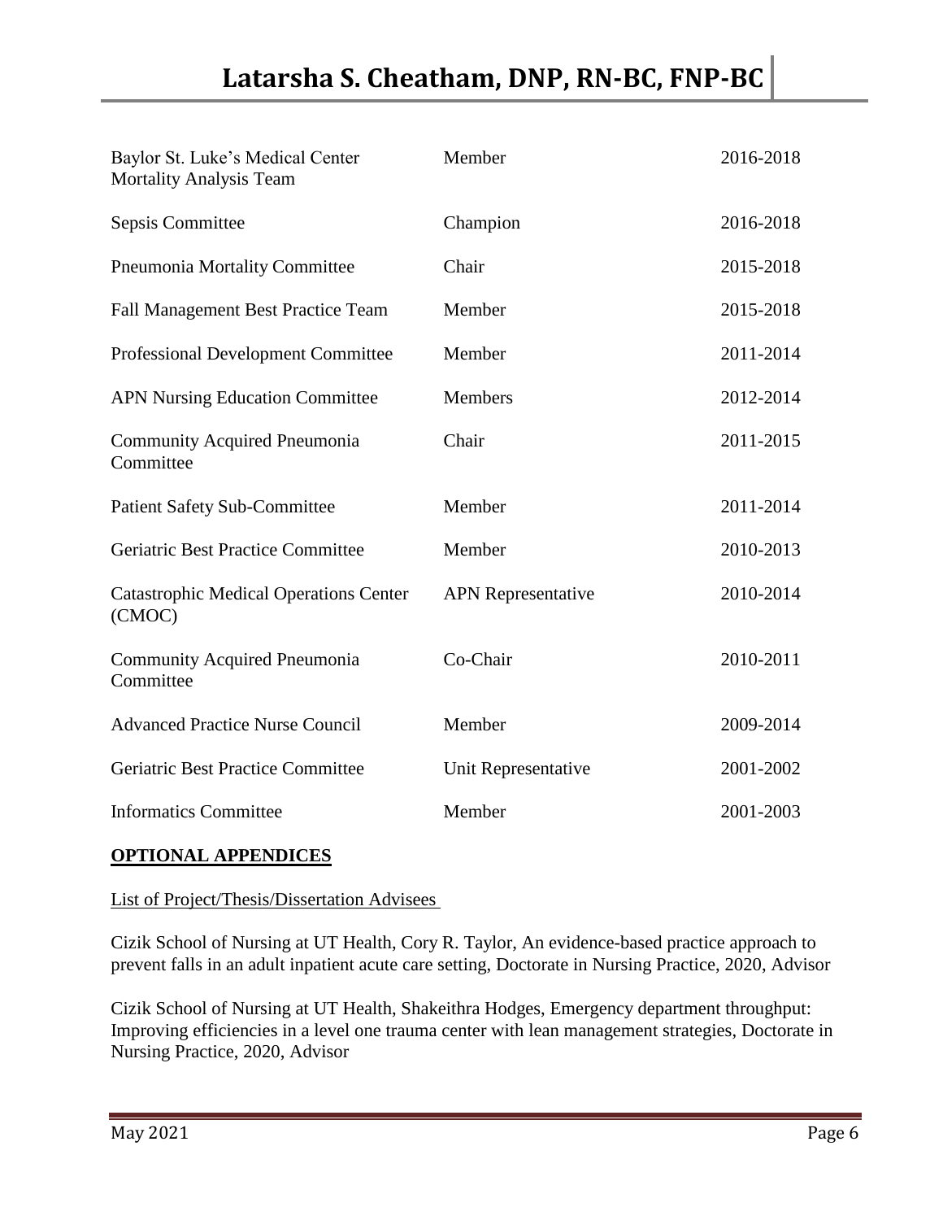| | | |
|---|---|---|
| Baylor St. Luke's Medical Center Mortality Analysis Team | Member | 2016-2018 |
| Sepsis Committee | Champion | 2016-2018 |
| Pneumonia Mortality Committee | Chair | 2015-2018 |
| Fall Management Best Practice Team | Member | 2015-2018 |
| Professional Development Committee | Member | 2011-2014 |
| APN Nursing Education Committee | Members | 2012-2014 |
| Community Acquired Pneumonia Committee | Chair | 2011-2015 |
| Patient Safety Sub-Committee | Member | 2011-2014 |
| Geriatric Best Practice Committee | Member | 2010-2013 |
| Catastrophic Medical Operations Center (CMOC) | APN Representative | 2010-2014 |
| Community Acquired Pneumonia Committee | Co-Chair | 2010-2011 |
| Advanced Practice Nurse Council | Member | 2009-2014 |
| Geriatric Best Practice Committee | Unit Representative | 2001-2002 |
| Informatics Committee | Member | 2001-2003 |

## OPTIONAL APPENDICES

List of Project/Thesis/Dissertation Advisees

Cizik School of Nursing at UT Health, Cory R. Taylor, An evidence-based practice approach to prevent falls in an adult inpatient acute care setting, Doctorate in Nursing Practice, 2020, Advisor

Cizik School of Nursing at UT Health, Shakeithra Hodges, Emergency department throughput: Improving efficiencies in a level one trauma center with lean management strategies, Doctorate in Nursing Practice, 2020, Advisor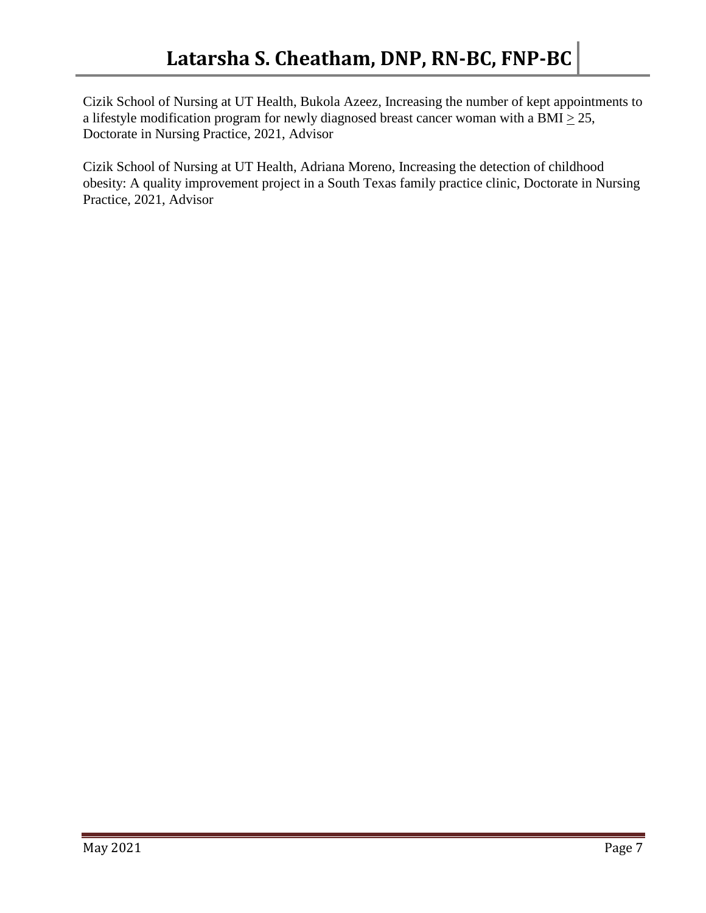Cizik School of Nursing at UT Health, Bukola Azeez, Increasing the number of kept appointments to a lifestyle modification program for newly diagnosed breast cancer woman with a BMI $\geq$ 25, Doctorate in Nursing Practice, 2021, Advisor

Cizik School of Nursing at UT Health, Adriana Moreno, Increasing the detection of childhood obesity: A quality improvement project in a South Texas family practice clinic, Doctorate in Nursing Practice, 2021, Advisor